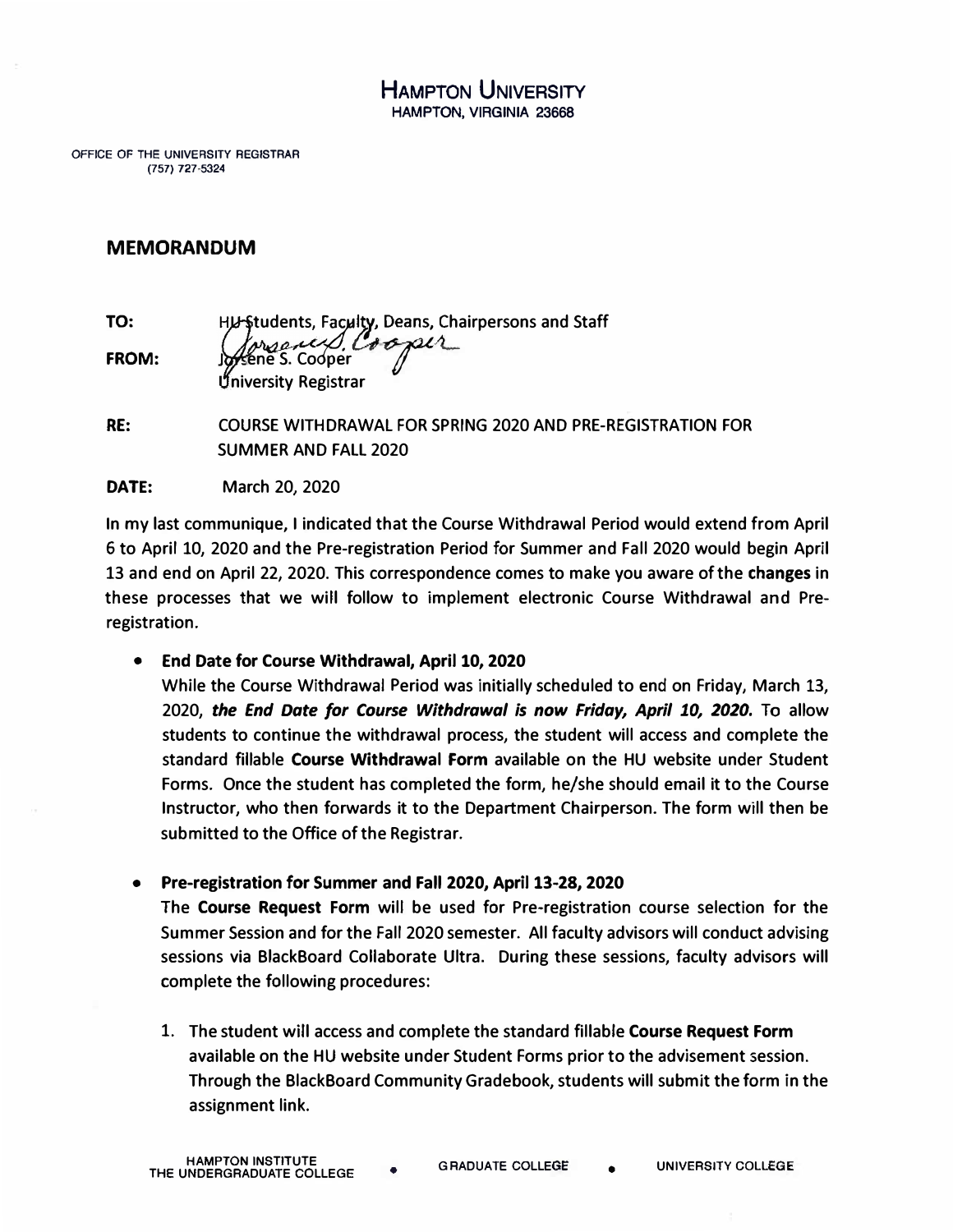# HAMPTON UNIVERSITY

HAMPTON, VIRGINIA 23668

OFFICE OF THE UNIVERSITY REGISTRAR
(757) 727-5324

## MEMORANDUM

**TO:** HU Students, Faculty, Deans, Chairpersons and Staff

**FROM:** Jorsene S. Cooper
University Registrar

**RE:** COURSE WITHDRAWAL FOR SPRING 2020 AND PRE-REGISTRATION FOR SUMMER AND FALL 2020

**DATE:** March 20, 2020

In my last communique, I indicated that the Course Withdrawal Period would extend from April 6 to April 10, 2020 and the Pre-registration Period for Summer and Fall 2020 would begin April 13 and end on April 22, 2020. This correspondence comes to make you aware of the **changes** in these processes that we will follow to implement electronic Course Withdrawal and Pre-registration.

- **End Date for Course Withdrawal, April 10, 2020**

  While the Course Withdrawal Period was initially scheduled to end on Friday, March 13, 2020, ***the End Date for Course Withdrawal is now Friday, April 10, 2020.*** To allow students to continue the withdrawal process, the student will access and complete the standard fillable **Course Withdrawal Form** available on the HU website under Student Forms. Once the student has completed the form, he/she should email it to the Course Instructor, who then forwards it to the Department Chairperson. The form will then be submitted to the Office of the Registrar.

- **Pre-registration for Summer and Fall 2020, April 13-28, 2020**

  The **Course Request Form** will be used for Pre-registration course selection for the Summer Session and for the Fall 2020 semester. All faculty advisors will conduct advising sessions via BlackBoard Collaborate Ultra. During these sessions, faculty advisors will complete the following procedures:

  1. The student will access and complete the standard fillable **Course Request Form** available on the HU website under Student Forms prior to the advisement session. Through the BlackBoard Community Gradebook, students will submit the form in the assignment link.

HAMPTON INSTITUTE THE UNDERGRADUATE COLLEGE • GRADUATE COLLEGE • UNIVERSITY COLLEGE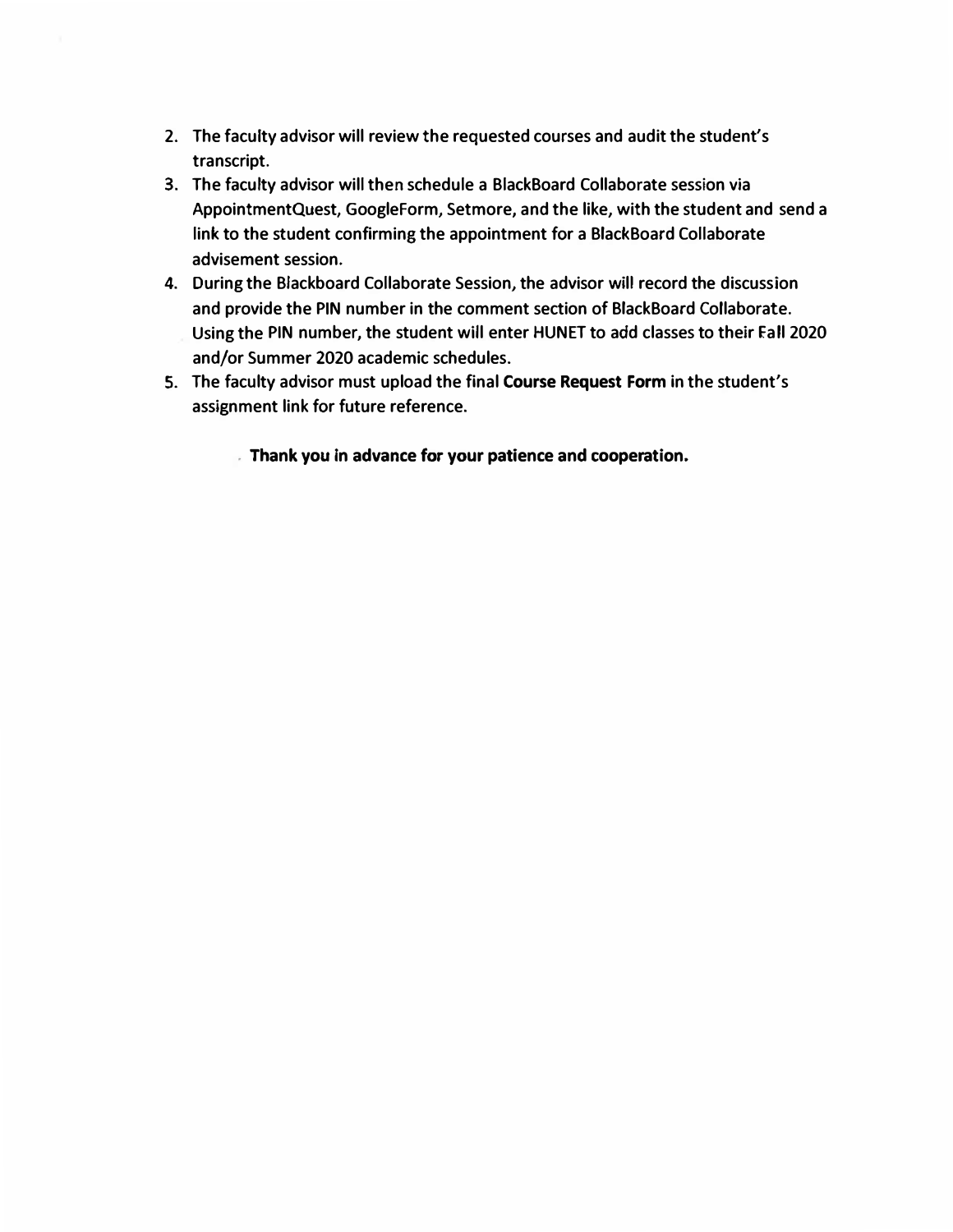2. The faculty advisor will review the requested courses and audit the student's transcript.
3. The faculty advisor will then schedule a BlackBoard Collaborate session via AppointmentQuest, GoogleForm, Setmore, and the like, with the student and send a link to the student confirming the appointment for a BlackBoard Collaborate advisement session.
4. During the Blackboard Collaborate Session, the advisor will record the discussion and provide the PIN number in the comment section of BlackBoard Collaborate. Using the PIN number, the student will enter HUNET to add classes to their Fall 2020 and/or Summer 2020 academic schedules.
5. The faculty advisor must upload the final **Course Request Form** in the student's assignment link for future reference.

**Thank you in advance for your patience and cooperation.**